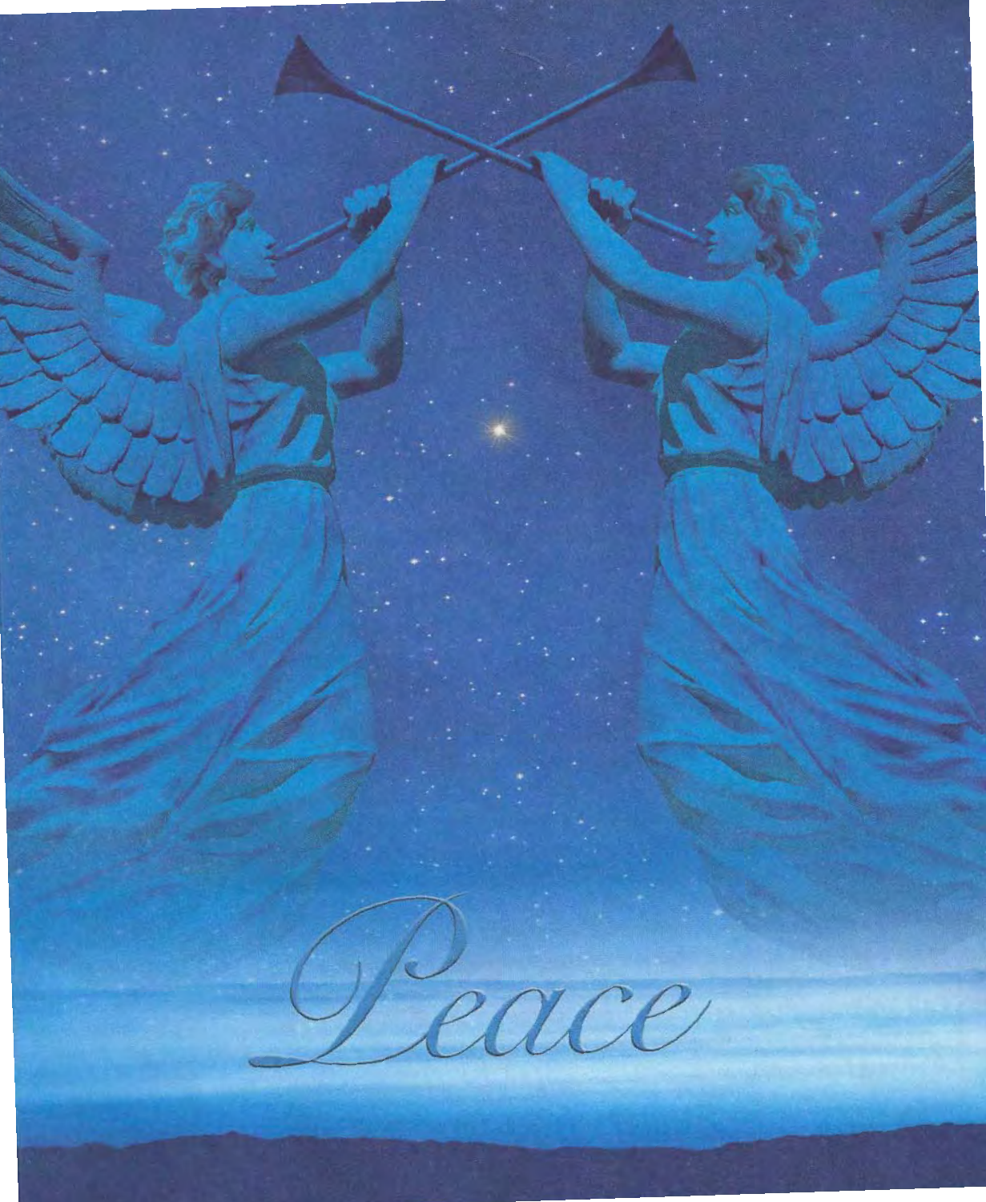Peace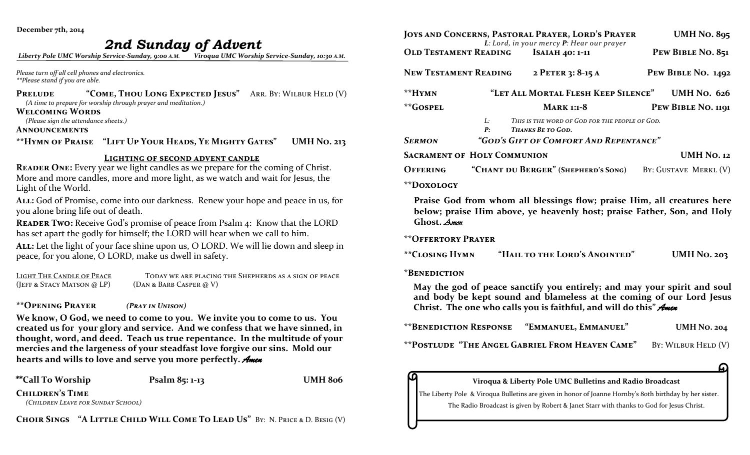December 7th, 2014

# 2nd Sunday of Advent

*Liberty Pole UMC Worship Service-Sunday, 9:00 A.M. Viroqua UMC Worship Service-Sunday, 10:30 A.M.*

*Please turn off all cell phones and electronics.*
*\*\*Please stand if you are able.*

**PRELUDE** "COME, THOU LONG EXPECTED JESUS" ARR. BY: WILBUR HELD (V)
*(A time to prepare for worship through prayer and meditation.)*

**WELCOMING WORDS**
*(Please sign the attendance sheets.)*

**ANNOUNCEMENTS**

**\*\*HYMN OF PRAISE "LIFT UP YOUR HEADS, YE MIGHTY GATES" UMH NO. 213**

## LIGHTING OF SECOND ADVENT CANDLE

**READER ONE:** Every year we light candles as we prepare for the coming of Christ. More and more candles, more and more light, as we watch and wait for Jesus, the Light of the World.

**ALL:** God of Promise, come into our darkness. Renew your hope and peace in us, for you alone bring life out of death.

**READER TWO:** Receive God's promise of peace from Psalm 4: Know that the LORD has set apart the godly for himself; the LORD will hear when we call to him.

**ALL:** Let the light of your face shine upon us, O LORD. We will lie down and sleep in peace, for you alone, O LORD, make us dwell in safety.

LIGHT THE CANDLE OF PEACE (JEFF & STACY MATSON @ LP) — TODAY WE ARE PLACING THE SHEPHERDS AS A SIGN OF PEACE (DAN & BARB CASPER @ V)

**\*\*OPENING PRAYER** *(PRAY IN UNISON)*

**We know, O God, we need to come to you. We invite you to come to us. You created us for your glory and service. And we confess that we have sinned, in thought, word, and deed. Teach us true repentance. In the multitude of your mercies and the largeness of your steadfast love forgive our sins. Mold our hearts and wills to love and serve you more perfectly.** *Amen*

**\*\*Call To Worship** **Psalm 85: 1-13** **UMH 806**

**CHILDREN'S TIME**
*(CHILDREN LEAVE FOR SUNDAY SCHOOL)*

**CHOIR SINGS "A LITTLE CHILD WILL COME TO LEAD US"** BY: N. PRICE & D. BESIG (V)

**JOYS AND CONCERNS, PASTORAL PRAYER, LORD'S PRAYER** **UMH NO. 895**
*L: Lord, in your mercy P: Hear our prayer*

**OLD TESTAMENT READING** **ISAIAH 40: 1-11** **PEW BIBLE NO. 851**

**NEW TESTAMENT READING** **2 PETER 3: 8-15 A** **PEW BIBLE NO. 1492**

**\*\*HYMN** **"LET ALL MORTAL FLESH KEEP SILENCE"** **UMH NO. 626**

**\*\*GOSPEL** **MARK 1:1-8** **PEW BIBLE NO. 1191**

*L: THIS IS THE WORD OF GOD FOR THE PEOPLE OF GOD.*
***P: THANKS BE TO GOD.***

***SERMON*** ***"GOD'S GIFT OF COMFORT AND REPENTANCE"***

**SACRAMENT OF HOLY COMMUNION** **UMH NO. 12**

**OFFERING** **"CHANT DU BERGER" (SHEPHERD'S SONG)** BY: GUSTAVE MERKL (V)

**\*\*DOXOLOGY**

**Praise God from whom all blessings flow; praise Him, all creatures here below; praise Him above, ye heavenly host; praise Father, Son, and Holy Ghost.** *Amen*

**\*\*OFFERTORY PRAYER**

**\*\*CLOSING HYMN** **"HAIL TO THE LORD'S ANOINTED"** **UMH NO. 203**

**\*BENEDICTION**

**May the god of peace sanctify you entirely; and may your spirit and soul and body be kept sound and blameless at the coming of our Lord Jesus Christ. The one who calls you is faithful, and will do this"** *Amen*

**\*\*BENEDICTION RESPONSE** **"EMMANUEL, EMMANUEL"** **UMH NO. 204**

**\*\*POSTLUDE "THE ANGEL GABRIEL FROM HEAVEN CAME"** BY: WILBUR HELD (V)

**Viroqua & Liberty Pole UMC Bulletins and Radio Broadcast**

The Liberty Pole & Viroqua Bulletins are given in honor of Joanne Hornby's 80th birthday by her sister.

The Radio Broadcast is given by Robert & Janet Starr with thanks to God for Jesus Christ.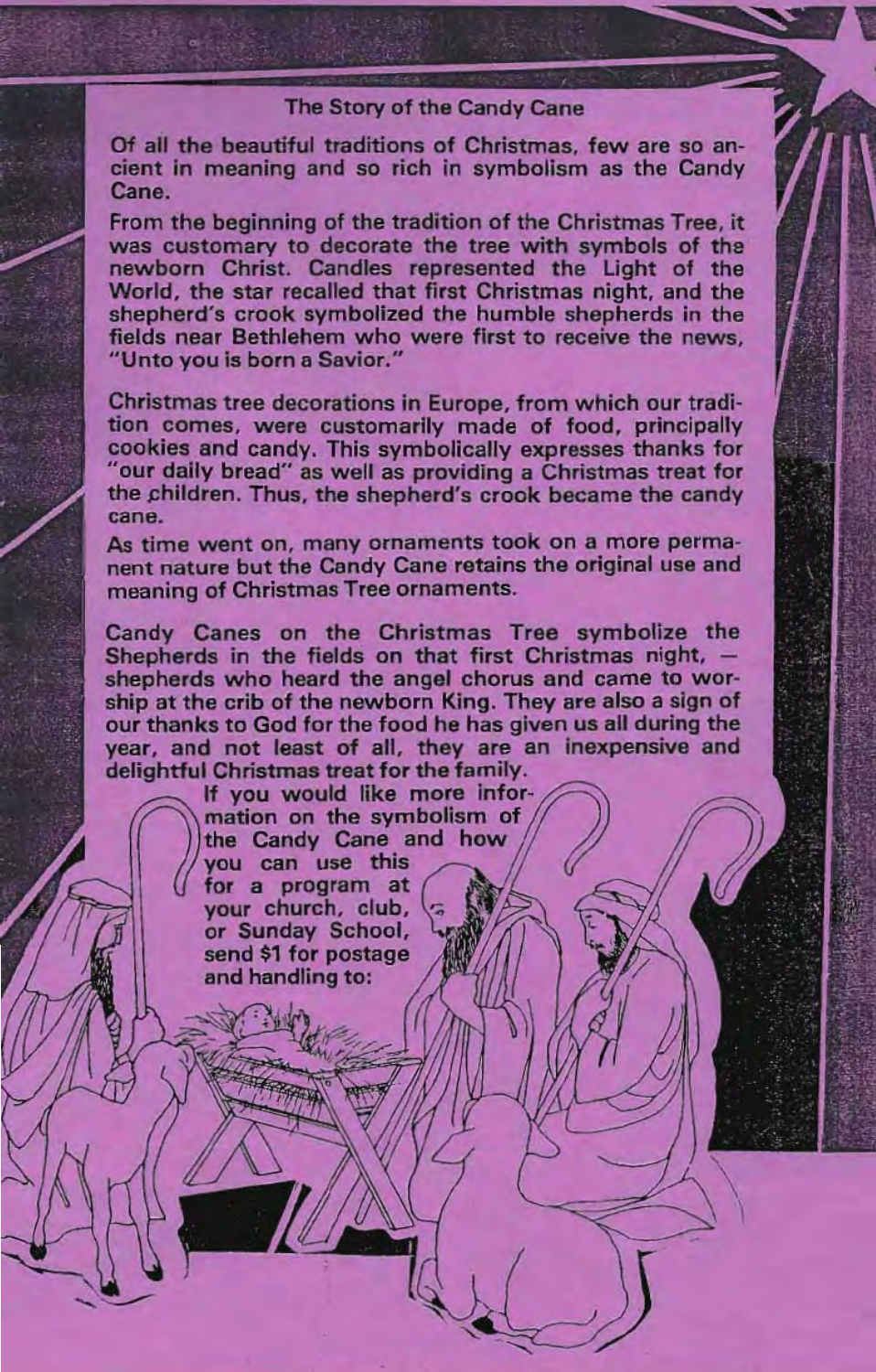# The Story of the Candy Cane

Of all the beautiful traditions of Christmas, few are so ancient in meaning and so rich in symbolism as the Candy Cane.

From the beginning of the tradition of the Christmas Tree, it was customary to decorate the tree with symbols of the newborn Christ. Candles represented the Light of the World, the star recalled that first Christmas night, and the shepherd's crook symbolized the humble shepherds in the fields near Bethlehem who were first to receive the news, "Unto you is born a Savior."

Christmas tree decorations in Europe, from which our tradition comes, were customarily made of food, principally cookies and candy. This symbolically expresses thanks for "our daily bread" as well as providing a Christmas treat for the children. Thus, the shepherd's crook became the candy cane.

As time went on, many ornaments took on a more permanent nature but the Candy Cane retains the original use and meaning of Christmas Tree ornaments.

Candy Canes on the Christmas Tree symbolize the Shepherds in the fields on that first Christmas night, — shepherds who heard the angel chorus and came to worship at the crib of the newborn King. They are also a sign of our thanks to God for the food he has given us all during the year, and not least of all, they are an inexpensive and delightful Christmas treat for the family.

**If you would like more information on the symbolism of the Candy Cane and how you can use this for a program at your church, club, or Sunday School, send $1 for postage and handling to:**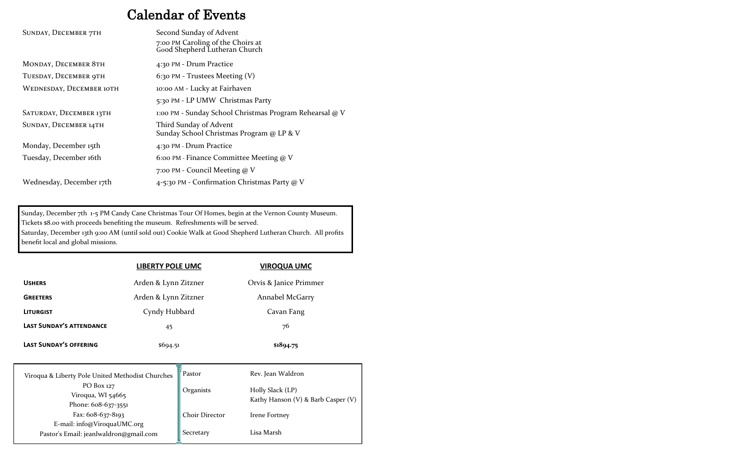# Calendar of Events

| | |
|---|---|
| Sunday, December 7th | Second Sunday of Advent<br>7:00 PM Caroling of the Choirs at Good Shepherd Lutheran Church |
| Monday, December 8th | 4:30 PM - Drum Practice |
| Tuesday, December 9th | 6:30 PM - Trustees Meeting (V) |
| Wednesday, December 10th | 10:00 AM - Lucky at Fairhaven |
| | 5:30 PM - LP UMW Christmas Party |
| Saturday, December 13th | 1:00 PM - Sunday School Christmas Program Rehearsal @ V |
| Sunday, December 14th | Third Sunday of Advent<br>Sunday School Christmas Program @ LP & V |
| Monday, December 15th | 4:30 PM - Drum Practice |
| Tuesday, December 16th | 6:00 PM - Finance Committee Meeting @ V |
| | 7:00 PM - Council Meeting @ V |
| Wednesday, December 17th | 4-5:30 PM - Confirmation Christmas Party @ V |

Sunday, December 7th 1-5 PM Candy Cane Christmas Tour Of Homes, begin at the Vernon County Museum. Tickets $8.00 with proceeds benefiting the museum. Refreshments will be served.
Saturday, December 13th 9:00 AM (until sold out) Cookie Walk at Good Shepherd Lutheran Church. All profits benefit local and global missions.

| | LIBERTY POLE UMC | VIROQUA UMC |
|---|---|---|
| **Ushers** | Arden & Lynn Zitzner | Orvis & Janice Primmer |
| **Greeters** | Arden & Lynn Zitzner | Annabel McGarry |
| **Liturgist** | Cyndy Hubbard | Cavan Fang |
| **Last Sunday's attendance** | 45 | 76 |
| **Last Sunday's offering** | $694.51 | **$1894.75** |

Viroqua & Liberty Pole United Methodist Churches
PO Box 127
Viroqua, WI 54665
Phone: 608-637-3551
Fax: 608-637-8193
E-mail: info@ViroquaUMC.org
Pastor's Email: jeanlwaldron@gmail.com

| | |
|---|---|
| Pastor | Rev. Jean Waldron |
| Organists | Holly Slack (LP)<br>Kathy Hanson (V) & Barb Casper (V) |
| Choir Director | Irene Fortney |
| Secretary | Lisa Marsh |